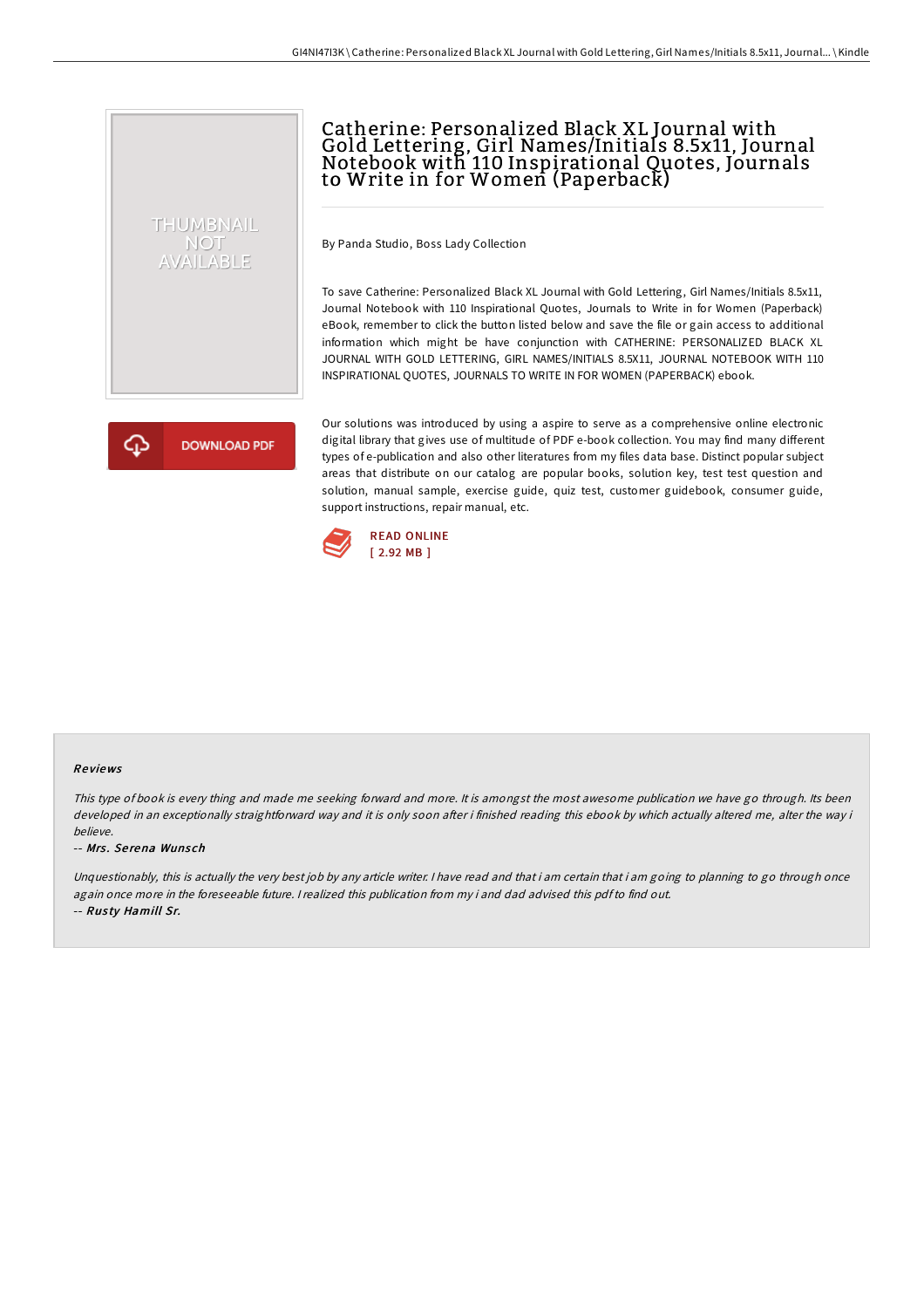# Catherine: Personalized Black XL Journal with Gold Lettering, Girl Names/Initials 8.5x11, Journal Notebook with 110 Inspirational Quotes, Journals to Write in for Women (Paperback)

By Panda Studio, Boss Lady Collection

To save Catherine: Personalized Black XL Journal with Gold Lettering, Girl Names/Initials 8.5x11, Journal Notebook with 110 Inspirational Quotes, Journals to Write in for Women (Paperback) eBook, remember to click the button listed below and save the file or gain access to additional information which might be have conjunction with CATHERINE: PERSONALIZED BLACK XL JOURNAL WITH GOLD LETTERING, GIRL NAMES/INITIALS 8.5X11, JOURNAL NOTEBOOK WITH 110 INSPIRATIONAL QUOTES, JOURNALS TO WRITE IN FOR WOMEN (PAPERBACK) ebook.

Our solutions was introduced by using a aspire to serve as a comprehensive online electronic digital library that gives use of multitude of PDF e-book collection. You may find many different types of e-publication and also other literatures from my files data base. Distinct popular subject areas that distribute on our catalog are popular books, solution key, test test question and solution, manual sample, exercise guide, quiz test, customer guidebook, consumer guide, support instructions, repair manual, etc.

DOWNLOAD PDF

READ ONLINE
[ 2.92 MB ]

### Reviews

*This type of book is every thing and made me seeking forward and more. It is amongst the most awesome publication we have go through. Its been developed in an exceptionally straightforward way and it is only soon after i finished reading this ebook by which actually altered me, alter the way i believe.*

-- ***Mrs. Serena Wunsch***

*Unquestionably, this is actually the very best job by any article writer. I have read and that i am certain that i am going to planning to go through once again once more in the foreseeable future. I realized this publication from my i and dad advised this pdf to find out.*

-- ***Rusty Hamill Sr.***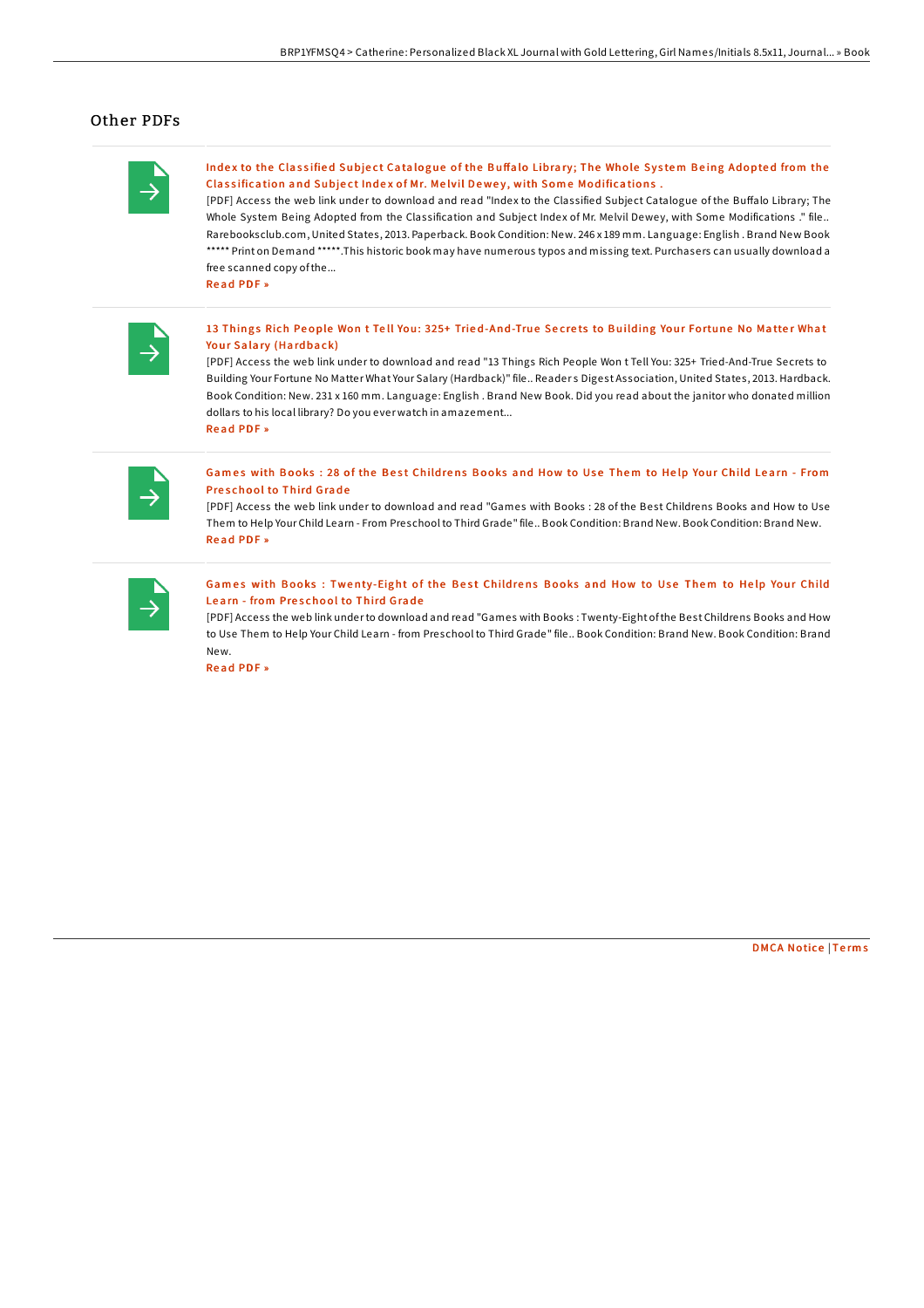## Other PDFs

**Index to the Classified Subject Catalogue of the Buffalo Library; The Whole System Being Adopted from the Classification and Subject Index of Mr. Melvil Dewey, with Some Modifications .**

[PDF] Access the web link under to download and read "Index to the Classified Subject Catalogue of the Buffalo Library; The Whole System Being Adopted from the Classification and Subject Index of Mr. Melvil Dewey, with Some Modifications ." file.. Rarebooksclub.com, United States, 2013. Paperback. Book Condition: New. 246 x 189 mm. Language: English . Brand New Book ***** Print on Demand *****.This historic book may have numerous typos and missing text. Purchasers can usually download a free scanned copy of the...

Read PDF »

**13 Things Rich People Won t Tell You: 325+ Tried-And-True Secrets to Building Your Fortune No Matter What Your Salary (Hardback)**

[PDF] Access the web link under to download and read "13 Things Rich People Won t Tell You: 325+ Tried-And-True Secrets to Building Your Fortune No Matter What Your Salary (Hardback)" file.. Reader s Digest Association, United States, 2013. Hardback. Book Condition: New. 231 x 160 mm. Language: English . Brand New Book. Did you read about the janitor who donated million dollars to his local library? Do you ever watch in amazement...

Read PDF »

**Games with Books : 28 of the Best Childrens Books and How to Use Them to Help Your Child Learn - From Preschool to Third Grade**

[PDF] Access the web link under to download and read "Games with Books : 28 of the Best Childrens Books and How to Use Them to Help Your Child Learn - From Preschool to Third Grade" file.. Book Condition: Brand New. Book Condition: Brand New.

Read PDF »

**Games with Books : Twenty-Eight of the Best Childrens Books and How to Use Them to Help Your Child Learn - from Preschool to Third Grade**

[PDF] Access the web link under to download and read "Games with Books : Twenty-Eight of the Best Childrens Books and How to Use Them to Help Your Child Learn - from Preschool to Third Grade" file.. Book Condition: Brand New. Book Condition: Brand New.

Read PDF »

DMCA Notice | Terms